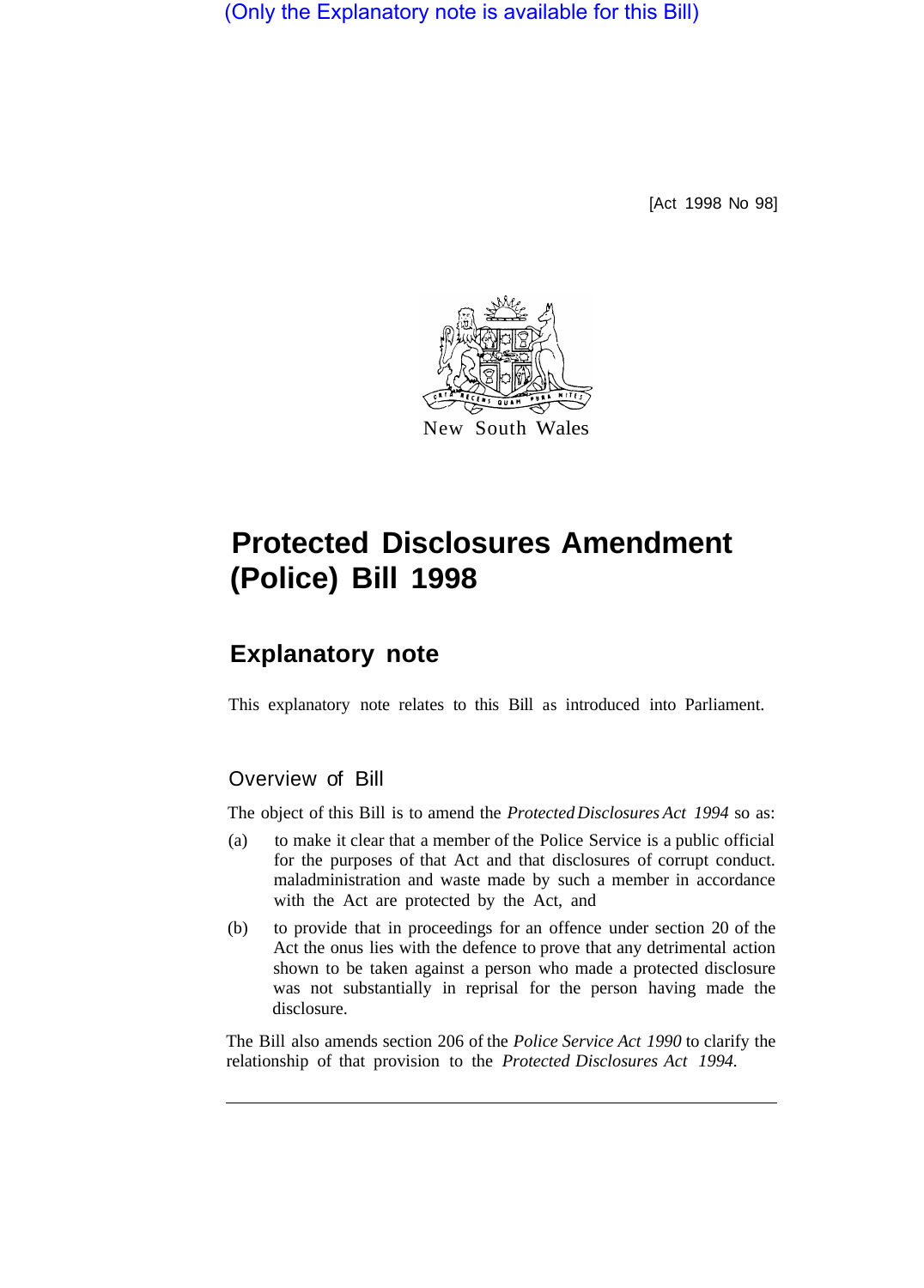(Only the Explanatory note is available for this Bill)

[Act 1998 No 98]

New South Wales

# Protected Disclosures Amendment (Police) Bill 1998

## Explanatory note

This explanatory note relates to this Bill as introduced into Parliament.

### Overview of Bill

The object of this Bill is to amend the *Protected Disclosures Act 1994* so as:

(a) to make it clear that a member of the Police Service is a public official for the purposes of that Act and that disclosures of corrupt conduct. maladministration and waste made by such a member in accordance with the Act are protected by the Act, and

(b) to provide that in proceedings for an offence under section 20 of the Act the onus lies with the defence to prove that any detrimental action shown to be taken against a person who made a protected disclosure was not substantially in reprisal for the person having made the disclosure.

The Bill also amends section 206 of the *Police Service Act 1990* to clarify the relationship of that provision to the *Protected Disclosures Act 1994.*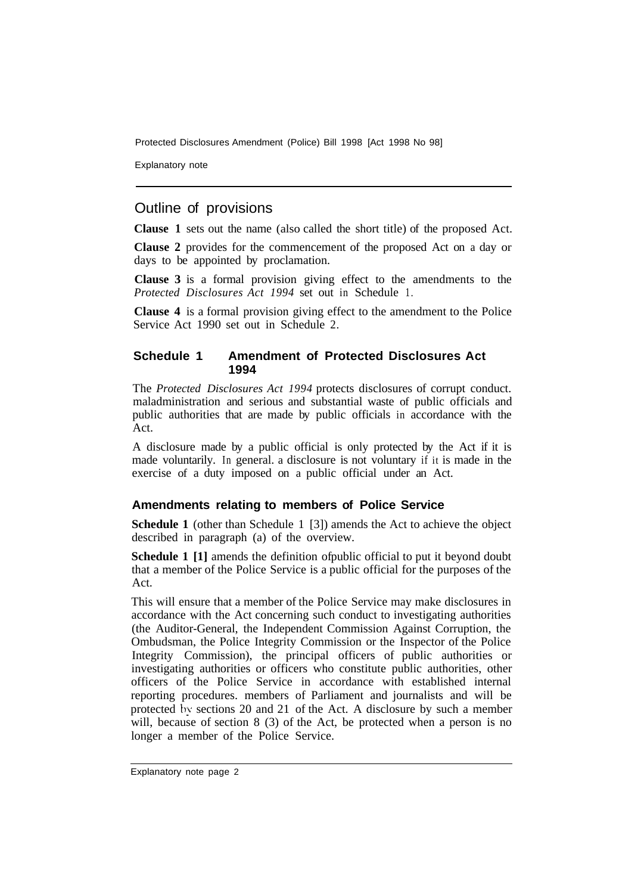## Outline of provisions

**Clause 1** sets out the name (also called the short title) of the proposed Act.

**Clause 2** provides for the commencement of the proposed Act on a day or days to be appointed by proclamation.

**Clause 3** is a formal provision giving effect to the amendments to the *Protected Disclosures Act 1994* set out in Schedule 1.

**Clause 4** is a formal provision giving effect to the amendment to the Police Service Act 1990 set out in Schedule 2.

### Schedule 1 Amendment of Protected Disclosures Act 1994

The *Protected Disclosures Act 1994* protects disclosures of corrupt conduct. maladministration and serious and substantial waste of public officials and public authorities that are made by public officials in accordance with the Act.

A disclosure made by a public official is only protected by the Act if it is made voluntarily. In general. a disclosure is not voluntary if it is made in the exercise of a duty imposed on a public official under an Act.

### Amendments relating to members of Police Service

**Schedule 1** (other than Schedule 1 [3]) amends the Act to achieve the object described in paragraph (a) of the overview.

**Schedule 1 [1]** amends the definition ofpublic official to put it beyond doubt that a member of the Police Service is a public official for the purposes of the Act.

This will ensure that a member of the Police Service may make disclosures in accordance with the Act concerning such conduct to investigating authorities (the Auditor-General, the Independent Commission Against Corruption, the Ombudsman, the Police Integrity Commission or the Inspector of the Police Integrity Commission), the principal officers of public authorities or investigating authorities or officers who constitute public authorities, other officers of the Police Service in accordance with established internal reporting procedures. members of Parliament and journalists and will be protected by sections 20 and 21 of the Act. A disclosure by such a member will, because of section 8 (3) of the Act, be protected when a person is no longer a member of the Police Service.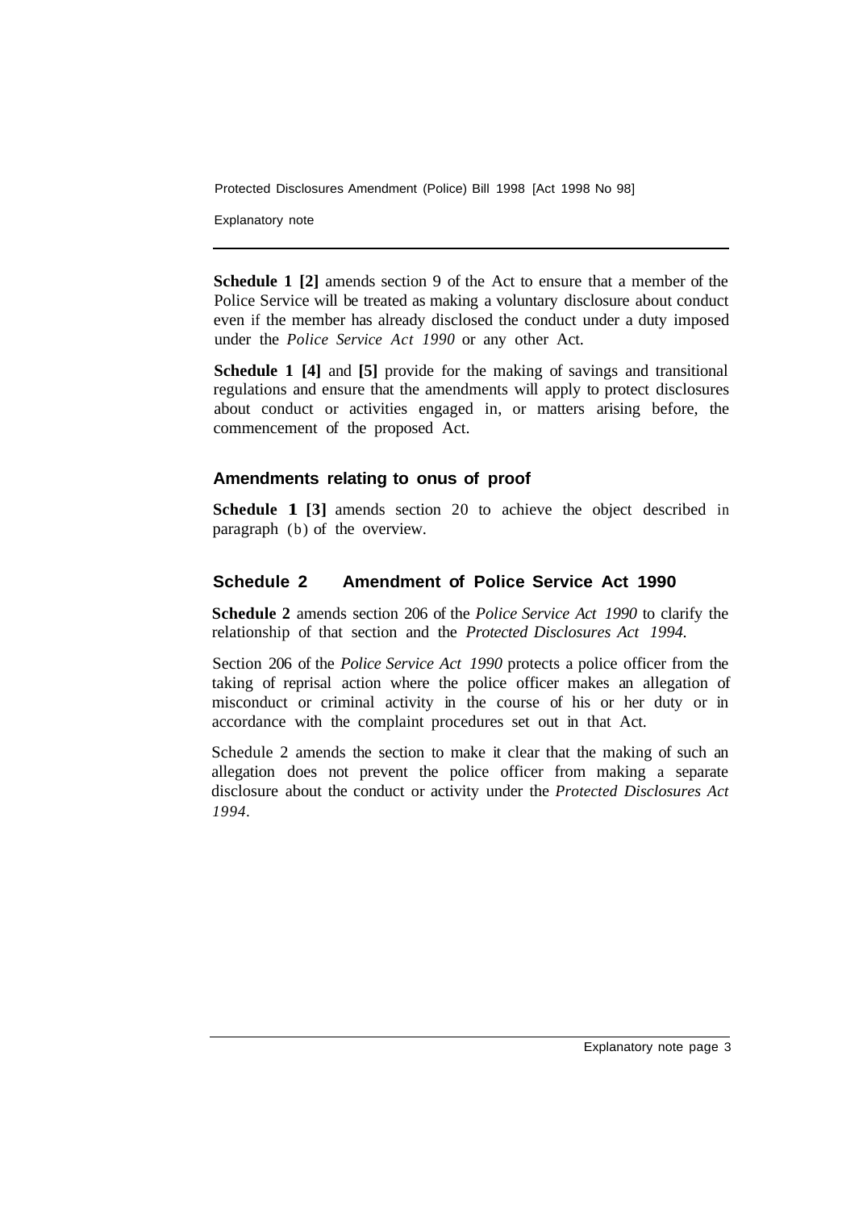**Schedule 1 [2]** amends section 9 of the Act to ensure that a member of the Police Service will be treated as making a voluntary disclosure about conduct even if the member has already disclosed the conduct under a duty imposed under the *Police Service Act 1990* or any other Act.

**Schedule 1 [4]** and **[5]** provide for the making of savings and transitional regulations and ensure that the amendments will apply to protect disclosures about conduct or activities engaged in, or matters arising before, the commencement of the proposed Act.

### Amendments relating to onus of proof

**Schedule 1 [3]** amends section 20 to achieve the object described in paragraph (b) of the overview.

## Schedule 2 Amendment of Police Service Act 1990

**Schedule 2** amends section 206 of the *Police Service Act 1990* to clarify the relationship of that section and the *Protected Disclosures Act 1994.*

Section 206 of the *Police Service Act 1990* protects a police officer from the taking of reprisal action where the police officer makes an allegation of misconduct or criminal activity in the course of his or her duty or in accordance with the complaint procedures set out in that Act.

Schedule 2 amends the section to make it clear that the making of such an allegation does not prevent the police officer from making a separate disclosure about the conduct or activity under the *Protected Disclosures Act 1994*.